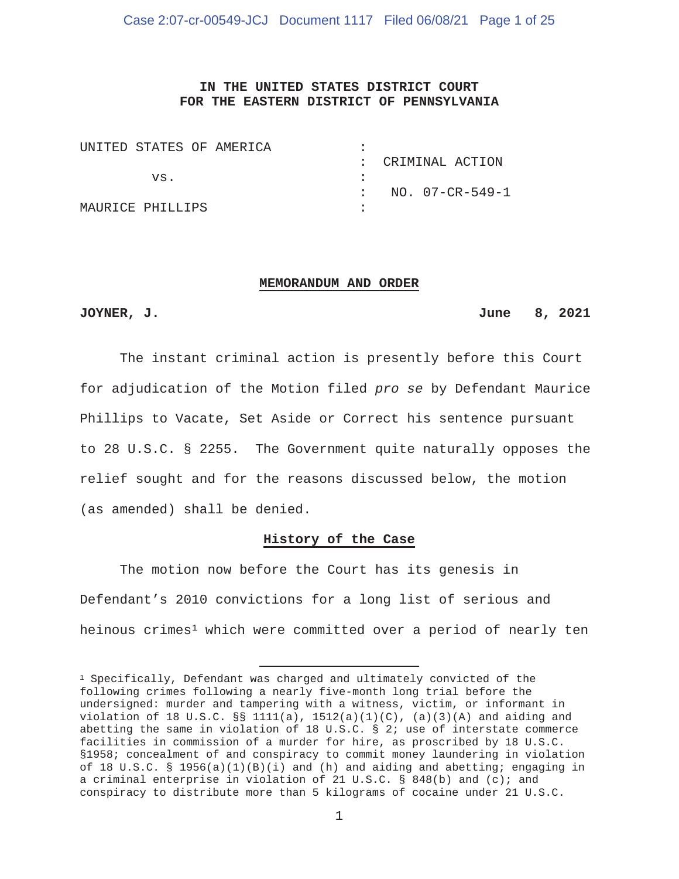# IN THE UNITED STATES DISTRICT COURT
# FOR THE EASTERN DISTRICT OF PENNSYLVANIA

| | | |
|---|---|---|
| UNITED STATES OF AMERICA | : | |
| | : | CRIMINAL ACTION |
| vs. | : | |
| | : | NO. 07-CR-549-1 |
| MAURICE PHILLIPS | : | |

## MEMORANDUM AND ORDER

**JOYNER, J.** **June 8, 2021**

The instant criminal action is presently before this Court for adjudication of the Motion filed *pro se* by Defendant Maurice Phillips to Vacate, Set Aside or Correct his sentence pursuant to 28 U.S.C. § 2255. The Government quite naturally opposes the relief sought and for the reasons discussed below, the motion (as amended) shall be denied.

## History of the Case

The motion now before the Court has its genesis in Defendant's 2010 convictions for a long list of serious and heinous crimes[1] which were committed over a period of nearly ten

[1] Specifically, Defendant was charged and ultimately convicted of the following crimes following a nearly five-month long trial before the undersigned: murder and tampering with a witness, victim, or informant in violation of 18 U.S.C. §§ 1111(a), 1512(a)(1)(C), (a)(3)(A) and aiding and abetting the same in violation of 18 U.S.C. § 2; use of interstate commerce facilities in commission of a murder for hire, as proscribed by 18 U.S.C. §1958; concealment of and conspiracy to commit money laundering in violation of 18 U.S.C. § 1956(a)(1)(B)(i) and (h) and aiding and abetting; engaging in a criminal enterprise in violation of 21 U.S.C. § 848(b) and (c); and conspiracy to distribute more than 5 kilograms of cocaine under 21 U.S.C.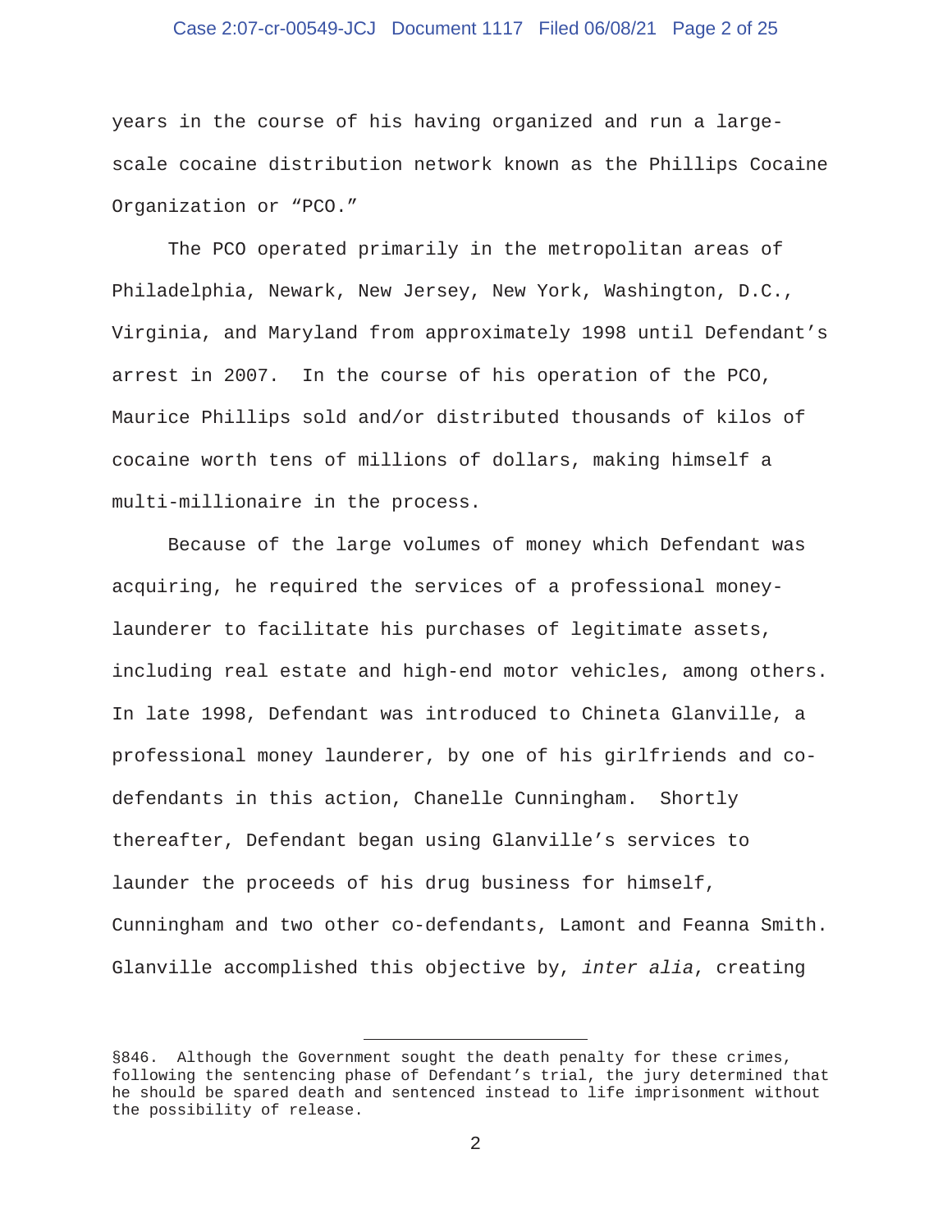years in the course of his having organized and run a large-scale cocaine distribution network known as the Phillips Cocaine Organization or "PCO."

The PCO operated primarily in the metropolitan areas of Philadelphia, Newark, New Jersey, New York, Washington, D.C., Virginia, and Maryland from approximately 1998 until Defendant's arrest in 2007. In the course of his operation of the PCO, Maurice Phillips sold and/or distributed thousands of kilos of cocaine worth tens of millions of dollars, making himself a multi-millionaire in the process.

Because of the large volumes of money which Defendant was acquiring, he required the services of a professional money-launderer to facilitate his purchases of legitimate assets, including real estate and high-end motor vehicles, among others. In late 1998, Defendant was introduced to Chineta Glanville, a professional money launderer, by one of his girlfriends and co-defendants in this action, Chanelle Cunningham. Shortly thereafter, Defendant began using Glanville's services to launder the proceeds of his drug business for himself, Cunningham and two other co-defendants, Lamont and Feanna Smith. Glanville accomplished this objective by, *inter alia*, creating

---

§846. Although the Government sought the death penalty for these crimes, following the sentencing phase of Defendant's trial, the jury determined that he should be spared death and sentenced instead to life imprisonment without the possibility of release.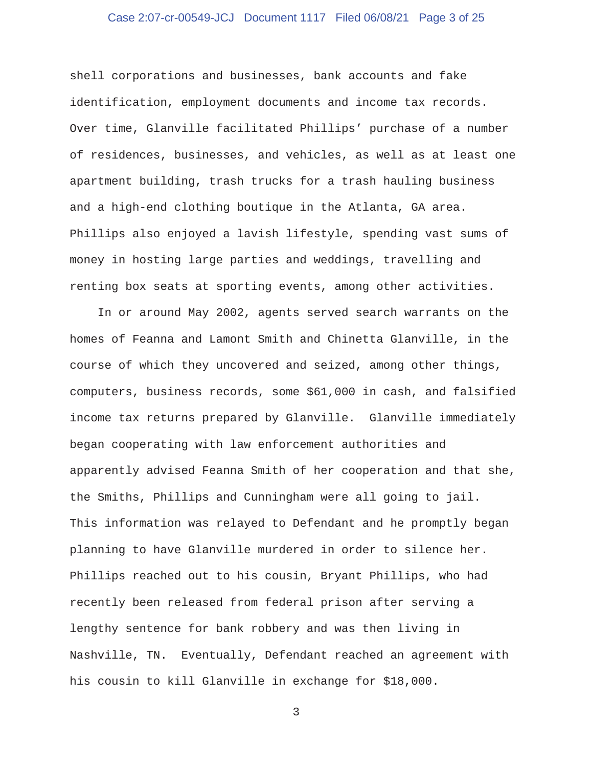shell corporations and businesses, bank accounts and fake identification, employment documents and income tax records. Over time, Glanville facilitated Phillips' purchase of a number of residences, businesses, and vehicles, as well as at least one apartment building, trash trucks for a trash hauling business and a high-end clothing boutique in the Atlanta, GA area. Phillips also enjoyed a lavish lifestyle, spending vast sums of money in hosting large parties and weddings, travelling and renting box seats at sporting events, among other activities.

In or around May 2002, agents served search warrants on the homes of Feanna and Lamont Smith and Chinetta Glanville, in the course of which they uncovered and seized, among other things, computers, business records, some $61,000 in cash, and falsified income tax returns prepared by Glanville. Glanville immediately began cooperating with law enforcement authorities and apparently advised Feanna Smith of her cooperation and that she, the Smiths, Phillips and Cunningham were all going to jail. This information was relayed to Defendant and he promptly began planning to have Glanville murdered in order to silence her. Phillips reached out to his cousin, Bryant Phillips, who had recently been released from federal prison after serving a lengthy sentence for bank robbery and was then living in Nashville, TN. Eventually, Defendant reached an agreement with his cousin to kill Glanville in exchange for $18,000.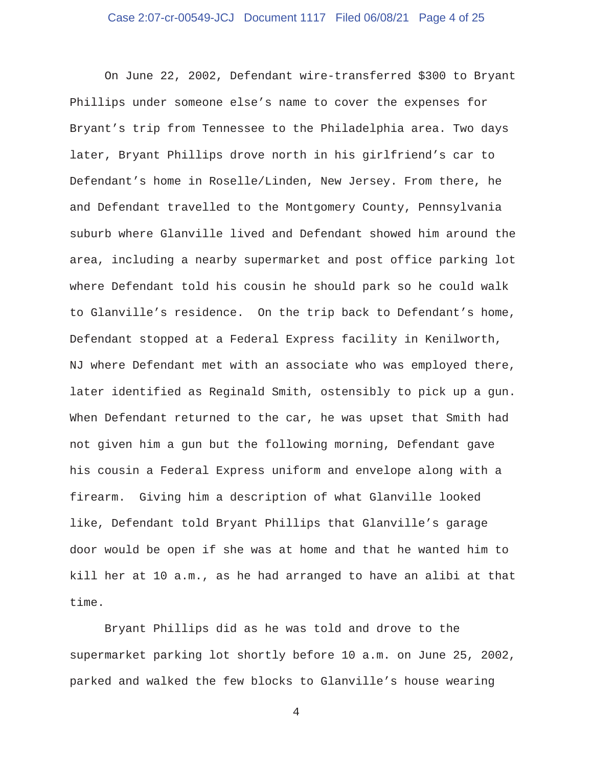On June 22, 2002, Defendant wire-transferred $300 to Bryant Phillips under someone else's name to cover the expenses for Bryant's trip from Tennessee to the Philadelphia area. Two days later, Bryant Phillips drove north in his girlfriend's car to Defendant's home in Roselle/Linden, New Jersey. From there, he and Defendant travelled to the Montgomery County, Pennsylvania suburb where Glanville lived and Defendant showed him around the area, including a nearby supermarket and post office parking lot where Defendant told his cousin he should park so he could walk to Glanville's residence. On the trip back to Defendant's home, Defendant stopped at a Federal Express facility in Kenilworth, NJ where Defendant met with an associate who was employed there, later identified as Reginald Smith, ostensibly to pick up a gun. When Defendant returned to the car, he was upset that Smith had not given him a gun but the following morning, Defendant gave his cousin a Federal Express uniform and envelope along with a firearm. Giving him a description of what Glanville looked like, Defendant told Bryant Phillips that Glanville's garage door would be open if she was at home and that he wanted him to kill her at 10 a.m., as he had arranged to have an alibi at that time.

Bryant Phillips did as he was told and drove to the supermarket parking lot shortly before 10 a.m. on June 25, 2002, parked and walked the few blocks to Glanville's house wearing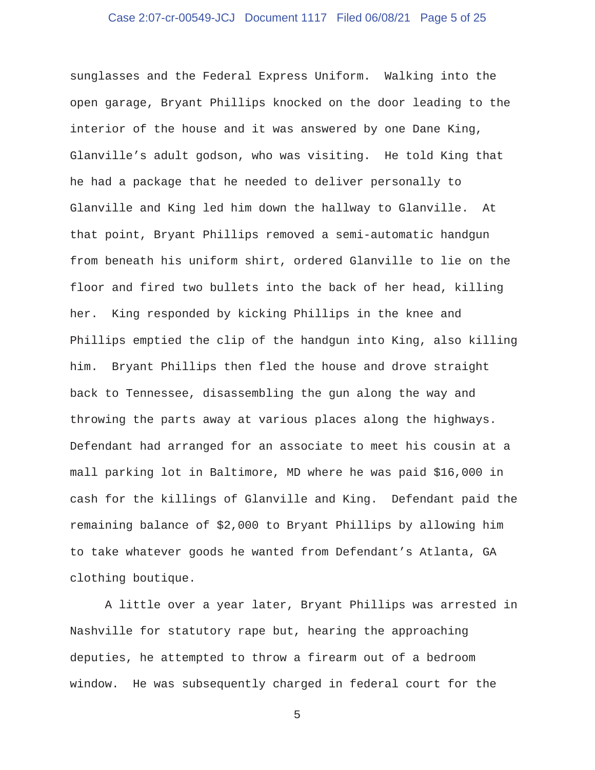sunglasses and the Federal Express Uniform. Walking into the open garage, Bryant Phillips knocked on the door leading to the interior of the house and it was answered by one Dane King, Glanville's adult godson, who was visiting. He told King that he had a package that he needed to deliver personally to Glanville and King led him down the hallway to Glanville. At that point, Bryant Phillips removed a semi-automatic handgun from beneath his uniform shirt, ordered Glanville to lie on the floor and fired two bullets into the back of her head, killing her. King responded by kicking Phillips in the knee and Phillips emptied the clip of the handgun into King, also killing him. Bryant Phillips then fled the house and drove straight back to Tennessee, disassembling the gun along the way and throwing the parts away at various places along the highways. Defendant had arranged for an associate to meet his cousin at a mall parking lot in Baltimore, MD where he was paid $16,000 in cash for the killings of Glanville and King. Defendant paid the remaining balance of $2,000 to Bryant Phillips by allowing him to take whatever goods he wanted from Defendant's Atlanta, GA clothing boutique.

A little over a year later, Bryant Phillips was arrested in Nashville for statutory rape but, hearing the approaching deputies, he attempted to throw a firearm out of a bedroom window. He was subsequently charged in federal court for the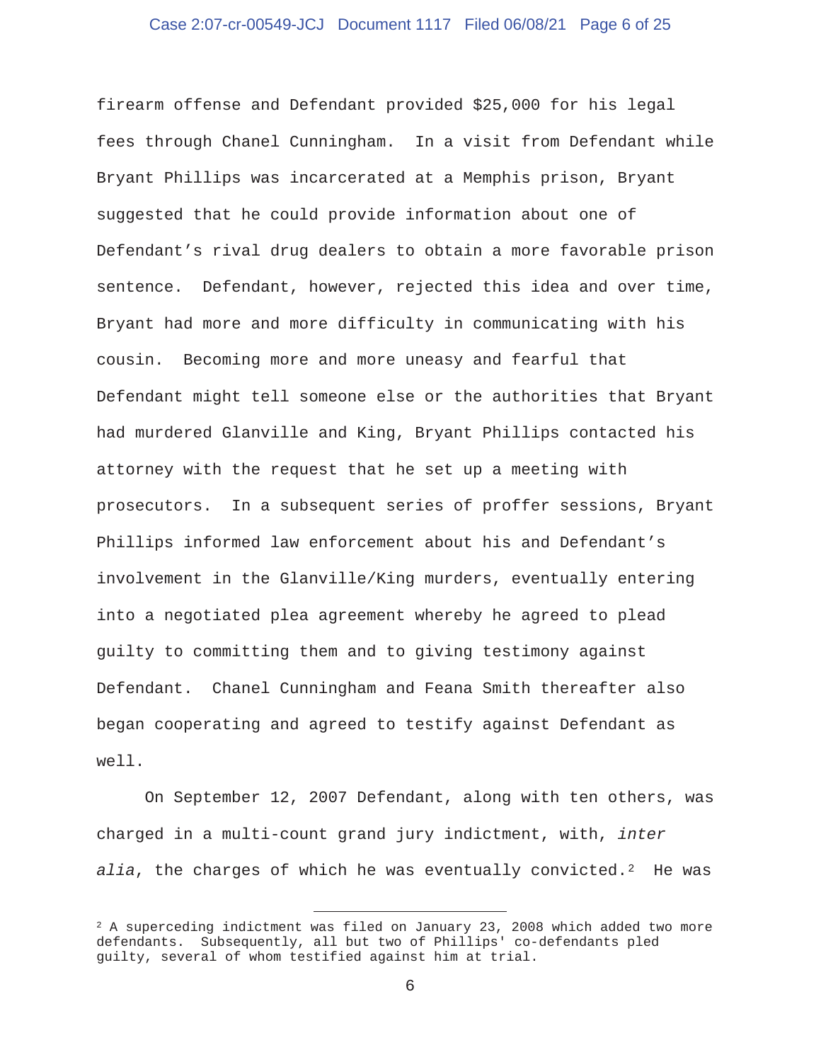firearm offense and Defendant provided $25,000 for his legal fees through Chanel Cunningham. In a visit from Defendant while Bryant Phillips was incarcerated at a Memphis prison, Bryant suggested that he could provide information about one of Defendant's rival drug dealers to obtain a more favorable prison sentence. Defendant, however, rejected this idea and over time, Bryant had more and more difficulty in communicating with his cousin. Becoming more and more uneasy and fearful that Defendant might tell someone else or the authorities that Bryant had murdered Glanville and King, Bryant Phillips contacted his attorney with the request that he set up a meeting with prosecutors. In a subsequent series of proffer sessions, Bryant Phillips informed law enforcement about his and Defendant's involvement in the Glanville/King murders, eventually entering into a negotiated plea agreement whereby he agreed to plead guilty to committing them and to giving testimony against Defendant. Chanel Cunningham and Feana Smith thereafter also began cooperating and agreed to testify against Defendant as well.

On September 12, 2007 Defendant, along with ten others, was charged in a multi-count grand jury indictment, with, *inter alia*, the charges of which he was eventually convicted.[2] He was

---

[2] A superceding indictment was filed on January 23, 2008 which added two more defendants. Subsequently, all but two of Phillips' co-defendants pled guilty, several of whom testified against him at trial.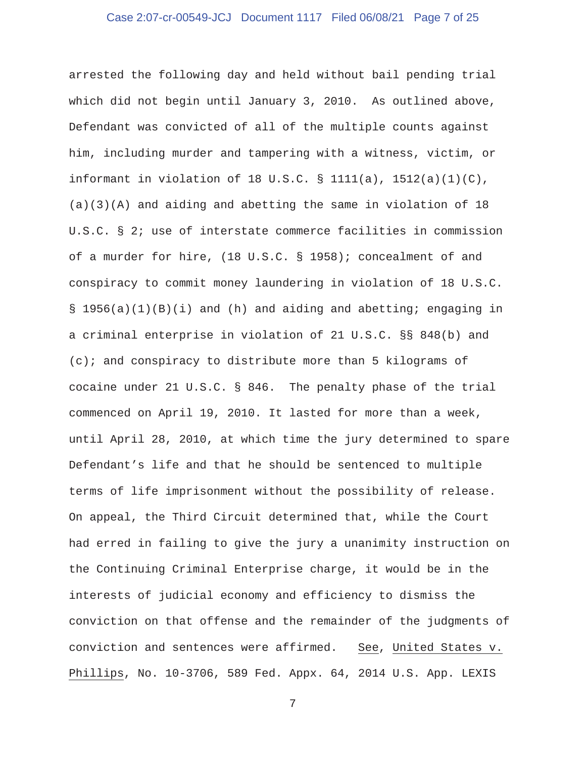arrested the following day and held without bail pending trial which did not begin until January 3, 2010. As outlined above, Defendant was convicted of all of the multiple counts against him, including murder and tampering with a witness, victim, or informant in violation of 18 U.S.C. § 1111(a), 1512(a)(1)(C), (a)(3)(A) and aiding and abetting the same in violation of 18 U.S.C. § 2; use of interstate commerce facilities in commission of a murder for hire, (18 U.S.C. § 1958); concealment of and conspiracy to commit money laundering in violation of 18 U.S.C. § 1956(a)(1)(B)(i) and (h) and aiding and abetting; engaging in a criminal enterprise in violation of 21 U.S.C. §§ 848(b) and (c); and conspiracy to distribute more than 5 kilograms of cocaine under 21 U.S.C. § 846. The penalty phase of the trial commenced on April 19, 2010. It lasted for more than a week, until April 28, 2010, at which time the jury determined to spare Defendant's life and that he should be sentenced to multiple terms of life imprisonment without the possibility of release. On appeal, the Third Circuit determined that, while the Court had erred in failing to give the jury a unanimity instruction on the Continuing Criminal Enterprise charge, it would be in the interests of judicial economy and efficiency to dismiss the conviction on that offense and the remainder of the judgments of conviction and sentences were affirmed. See, United States v. Phillips, No. 10-3706, 589 Fed. Appx. 64, 2014 U.S. App. LEXIS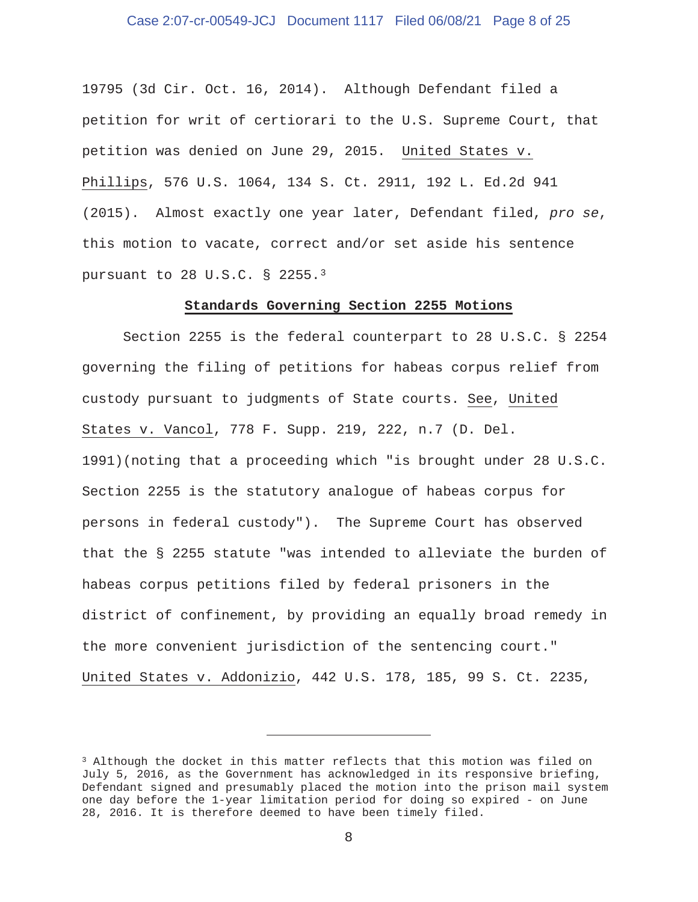19795 (3d Cir. Oct. 16, 2014). Although Defendant filed a petition for writ of certiorari to the U.S. Supreme Court, that petition was denied on June 29, 2015. United States v. Phillips, 576 U.S. 1064, 134 S. Ct. 2911, 192 L. Ed.2d 941 (2015). Almost exactly one year later, Defendant filed, *pro se*, this motion to vacate, correct and/or set aside his sentence pursuant to 28 U.S.C. § 2255.[3]

## Standards Governing Section 2255 Motions

Section 2255 is the federal counterpart to 28 U.S.C. § 2254 governing the filing of petitions for habeas corpus relief from custody pursuant to judgments of State courts. See, United States v. Vancol, 778 F. Supp. 219, 222, n.7 (D. Del. 1991)(noting that a proceeding which "is brought under 28 U.S.C. Section 2255 is the statutory analogue of habeas corpus for persons in federal custody"). The Supreme Court has observed that the § 2255 statute "was intended to alleviate the burden of habeas corpus petitions filed by federal prisoners in the district of confinement, by providing an equally broad remedy in the more convenient jurisdiction of the sentencing court." United States v. Addonizio, 442 U.S. 178, 185, 99 S. Ct. 2235,

---

[3] Although the docket in this matter reflects that this motion was filed on July 5, 2016, as the Government has acknowledged in its responsive briefing, Defendant signed and presumably placed the motion into the prison mail system one day before the 1-year limitation period for doing so expired - on June 28, 2016. It is therefore deemed to have been timely filed.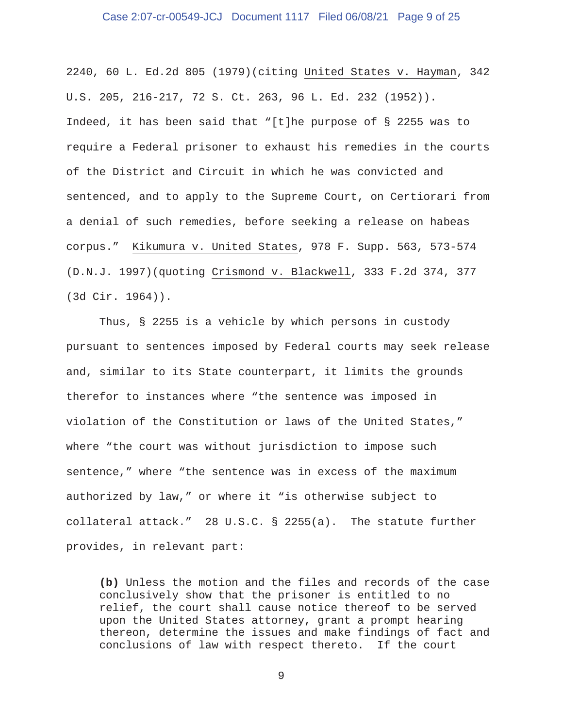2240, 60 L. Ed.2d 805 (1979)(citing United States v. Hayman, 342 U.S. 205, 216-217, 72 S. Ct. 263, 96 L. Ed. 232 (1952)). Indeed, it has been said that "[t]he purpose of § 2255 was to require a Federal prisoner to exhaust his remedies in the courts of the District and Circuit in which he was convicted and sentenced, and to apply to the Supreme Court, on Certiorari from a denial of such remedies, before seeking a release on habeas corpus." Kikumura v. United States, 978 F. Supp. 563, 573-574 (D.N.J. 1997)(quoting Crismond v. Blackwell, 333 F.2d 374, 377 (3d Cir. 1964)).

Thus, § 2255 is a vehicle by which persons in custody pursuant to sentences imposed by Federal courts may seek release and, similar to its State counterpart, it limits the grounds therefor to instances where "the sentence was imposed in violation of the Constitution or laws of the United States," where "the court was without jurisdiction to impose such sentence," where "the sentence was in excess of the maximum authorized by law," or where it "is otherwise subject to collateral attack." 28 U.S.C. § 2255(a). The statute further provides, in relevant part:

> **(b)** Unless the motion and the files and records of the case conclusively show that the prisoner is entitled to no relief, the court shall cause notice thereof to be served upon the United States attorney, grant a prompt hearing thereon, determine the issues and make findings of fact and conclusions of law with respect thereto. If the court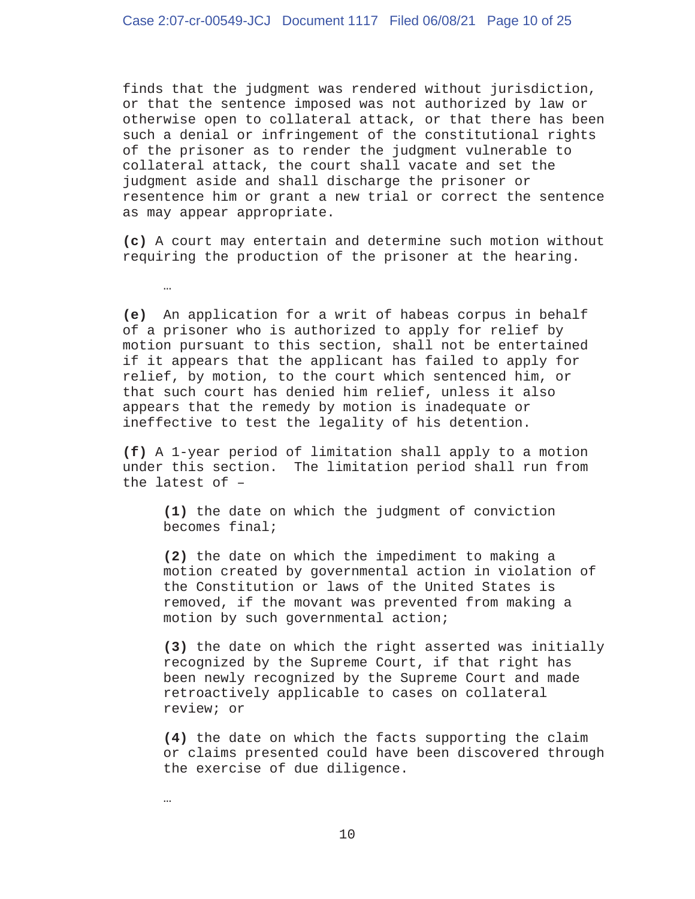finds that the judgment was rendered without jurisdiction, or that the sentence imposed was not authorized by law or otherwise open to collateral attack, or that there has been such a denial or infringement of the constitutional rights of the prisoner as to render the judgment vulnerable to collateral attack, the court shall vacate and set the judgment aside and shall discharge the prisoner or resentence him or grant a new trial or correct the sentence as may appear appropriate.

**(c)** A court may entertain and determine such motion without requiring the production of the prisoner at the hearing.

…

**(e)** An application for a writ of habeas corpus in behalf of a prisoner who is authorized to apply for relief by motion pursuant to this section, shall not be entertained if it appears that the applicant has failed to apply for relief, by motion, to the court which sentenced him, or that such court has denied him relief, unless it also appears that the remedy by motion is inadequate or ineffective to test the legality of his detention.

**(f)** A 1-year period of limitation shall apply to a motion under this section. The limitation period shall run from the latest of –

> **(1)** the date on which the judgment of conviction becomes final;
>
> **(2)** the date on which the impediment to making a motion created by governmental action in violation of the Constitution or laws of the United States is removed, if the movant was prevented from making a motion by such governmental action;
>
> **(3)** the date on which the right asserted was initially recognized by the Supreme Court, if that right has been newly recognized by the Supreme Court and made retroactively applicable to cases on collateral review; or
>
> **(4)** the date on which the facts supporting the claim or claims presented could have been discovered through the exercise of due diligence.
>
> …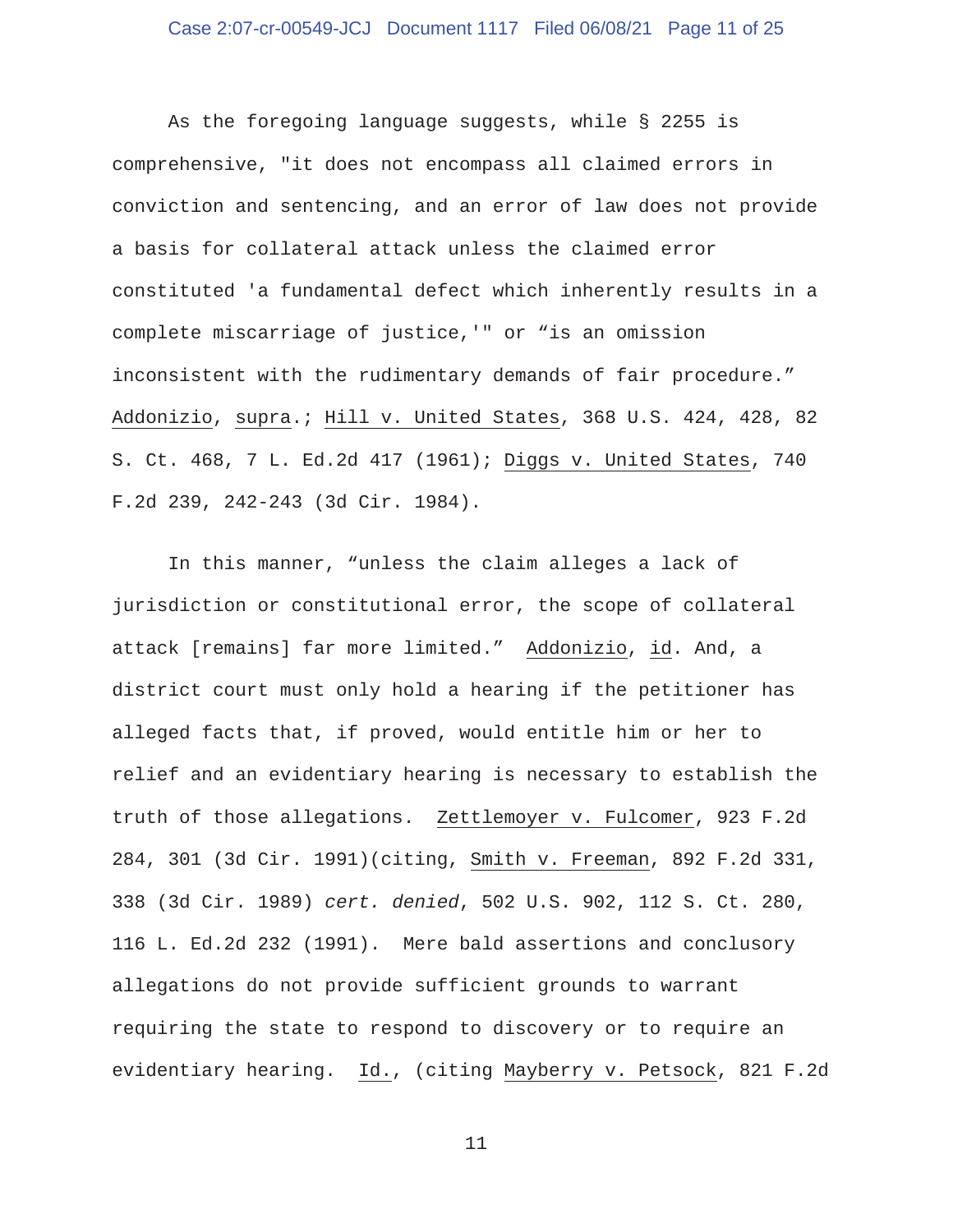As the foregoing language suggests, while § 2255 is comprehensive, "it does not encompass all claimed errors in conviction and sentencing, and an error of law does not provide a basis for collateral attack unless the claimed error constituted 'a fundamental defect which inherently results in a complete miscarriage of justice,'" or "is an omission inconsistent with the rudimentary demands of fair procedure." Addonizio, supra.; Hill v. United States, 368 U.S. 424, 428, 82 S. Ct. 468, 7 L. Ed.2d 417 (1961); Diggs v. United States, 740 F.2d 239, 242-243 (3d Cir. 1984).

In this manner, "unless the claim alleges a lack of jurisdiction or constitutional error, the scope of collateral attack [remains] far more limited." Addonizio, id. And, a district court must only hold a hearing if the petitioner has alleged facts that, if proved, would entitle him or her to relief and an evidentiary hearing is necessary to establish the truth of those allegations. Zettlemoyer v. Fulcomer, 923 F.2d 284, 301 (3d Cir. 1991)(citing, Smith v. Freeman, 892 F.2d 331, 338 (3d Cir. 1989) *cert. denied*, 502 U.S. 902, 112 S. Ct. 280, 116 L. Ed.2d 232 (1991). Mere bald assertions and conclusory allegations do not provide sufficient grounds to warrant requiring the state to respond to discovery or to require an evidentiary hearing. Id., (citing Mayberry v. Petsock, 821 F.2d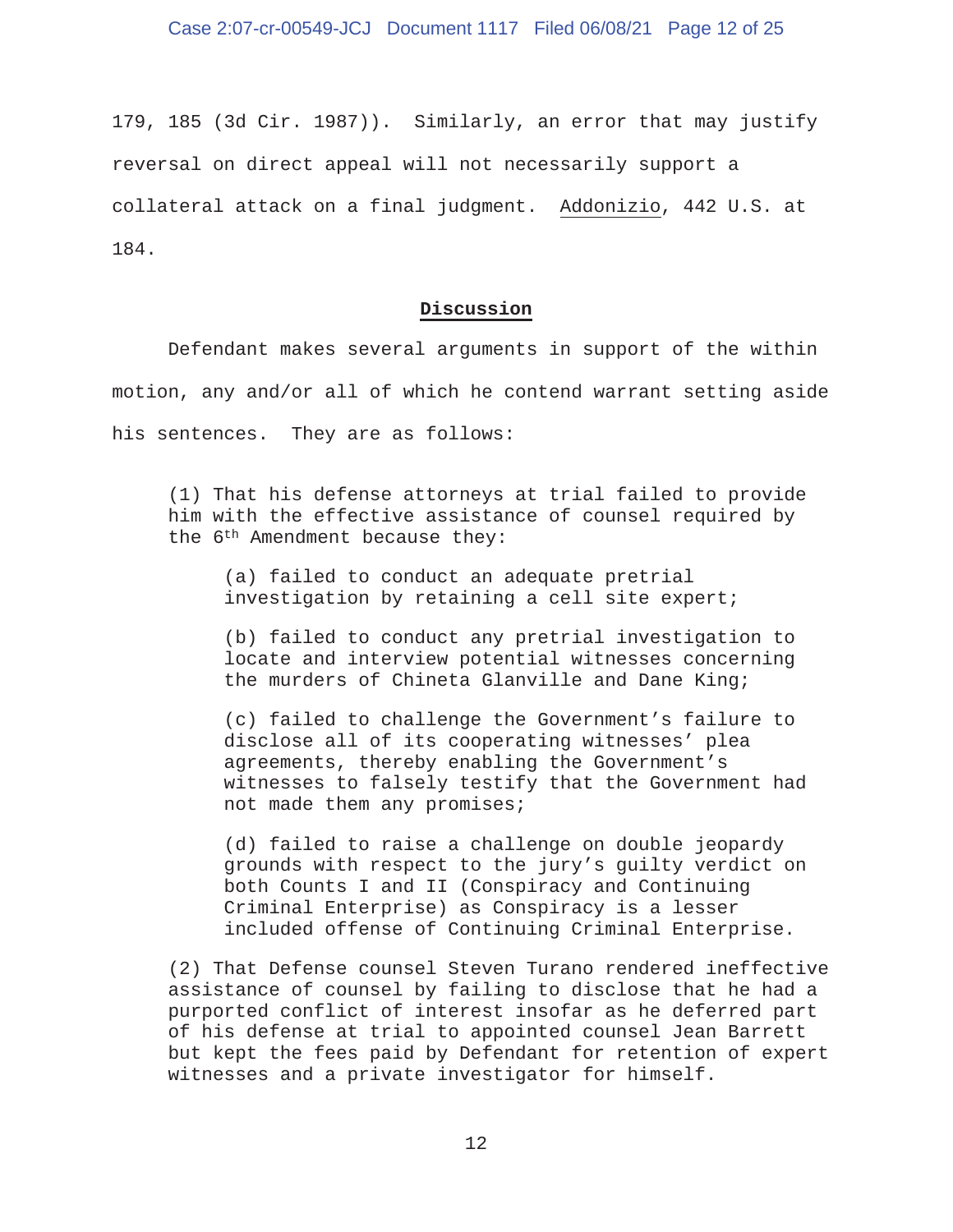179, 185 (3d Cir. 1987)). Similarly, an error that may justify reversal on direct appeal will not necessarily support a collateral attack on a final judgment. Addonizio, 442 U.S. at 184.

## **Discussion**

Defendant makes several arguments in support of the within motion, any and/or all of which he contend warrant setting aside his sentences. They are as follows:

> (1) That his defense attorneys at trial failed to provide him with the effective assistance of counsel required by the 6th Amendment because they:
>
> > (a) failed to conduct an adequate pretrial investigation by retaining a cell site expert;
> >
> > (b) failed to conduct any pretrial investigation to locate and interview potential witnesses concerning the murders of Chineta Glanville and Dane King;
> >
> > (c) failed to challenge the Government's failure to disclose all of its cooperating witnesses' plea agreements, thereby enabling the Government's witnesses to falsely testify that the Government had not made them any promises;
> >
> > (d) failed to raise a challenge on double jeopardy grounds with respect to the jury's guilty verdict on both Counts I and II (Conspiracy and Continuing Criminal Enterprise) as Conspiracy is a lesser included offense of Continuing Criminal Enterprise.
>
> (2) That Defense counsel Steven Turano rendered ineffective assistance of counsel by failing to disclose that he had a purported conflict of interest insofar as he deferred part of his defense at trial to appointed counsel Jean Barrett but kept the fees paid by Defendant for retention of expert witnesses and a private investigator for himself.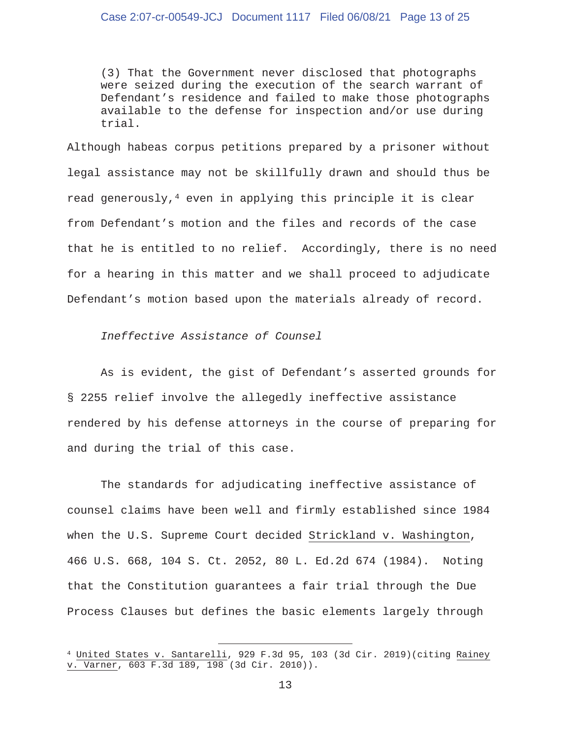(3) That the Government never disclosed that photographs were seized during the execution of the search warrant of Defendant's residence and failed to make those photographs available to the defense for inspection and/or use during trial.

Although habeas corpus petitions prepared by a prisoner without legal assistance may not be skillfully drawn and should thus be read generously,[4] even in applying this principle it is clear from Defendant's motion and the files and records of the case that he is entitled to no relief. Accordingly, there is no need for a hearing in this matter and we shall proceed to adjudicate Defendant's motion based upon the materials already of record.

*Ineffective Assistance of Counsel*

As is evident, the gist of Defendant's asserted grounds for § 2255 relief involve the allegedly ineffective assistance rendered by his defense attorneys in the course of preparing for and during the trial of this case.

The standards for adjudicating ineffective assistance of counsel claims have been well and firmly established since 1984 when the U.S. Supreme Court decided Strickland v. Washington, 466 U.S. 668, 104 S. Ct. 2052, 80 L. Ed.2d 674 (1984). Noting that the Constitution guarantees a fair trial through the Due Process Clauses but defines the basic elements largely through

---

[4] United States v. Santarelli, 929 F.3d 95, 103 (3d Cir. 2019)(citing Rainey v. Varner, 603 F.3d 189, 198 (3d Cir. 2010)).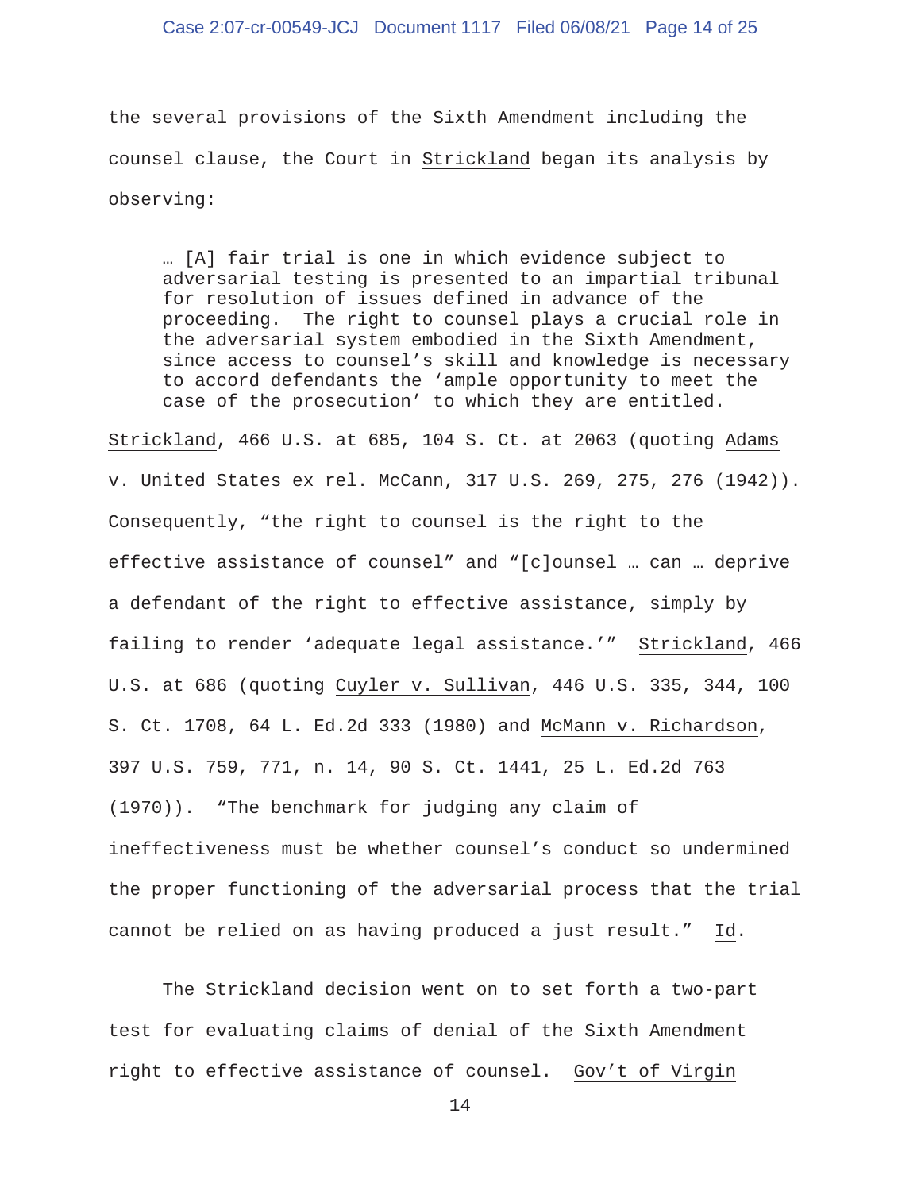the several provisions of the Sixth Amendment including the counsel clause, the Court in Strickland began its analysis by observing:

> … [A] fair trial is one in which evidence subject to adversarial testing is presented to an impartial tribunal for resolution of issues defined in advance of the proceeding. The right to counsel plays a crucial role in the adversarial system embodied in the Sixth Amendment, since access to counsel's skill and knowledge is necessary to accord defendants the 'ample opportunity to meet the case of the prosecution' to which they are entitled.

Strickland, 466 U.S. at 685, 104 S. Ct. at 2063 (quoting Adams v. United States ex rel. McCann, 317 U.S. 269, 275, 276 (1942)). Consequently, "the right to counsel is the right to the effective assistance of counsel" and "[c]ounsel … can … deprive a defendant of the right to effective assistance, simply by failing to render 'adequate legal assistance.'" Strickland, 466 U.S. at 686 (quoting Cuyler v. Sullivan, 446 U.S. 335, 344, 100 S. Ct. 1708, 64 L. Ed.2d 333 (1980) and McMann v. Richardson, 397 U.S. 759, 771, n. 14, 90 S. Ct. 1441, 25 L. Ed.2d 763 (1970)). "The benchmark for judging any claim of ineffectiveness must be whether counsel's conduct so undermined the proper functioning of the adversarial process that the trial cannot be relied on as having produced a just result." Id.

The Strickland decision went on to set forth a two-part test for evaluating claims of denial of the Sixth Amendment right to effective assistance of counsel. Gov't of Virgin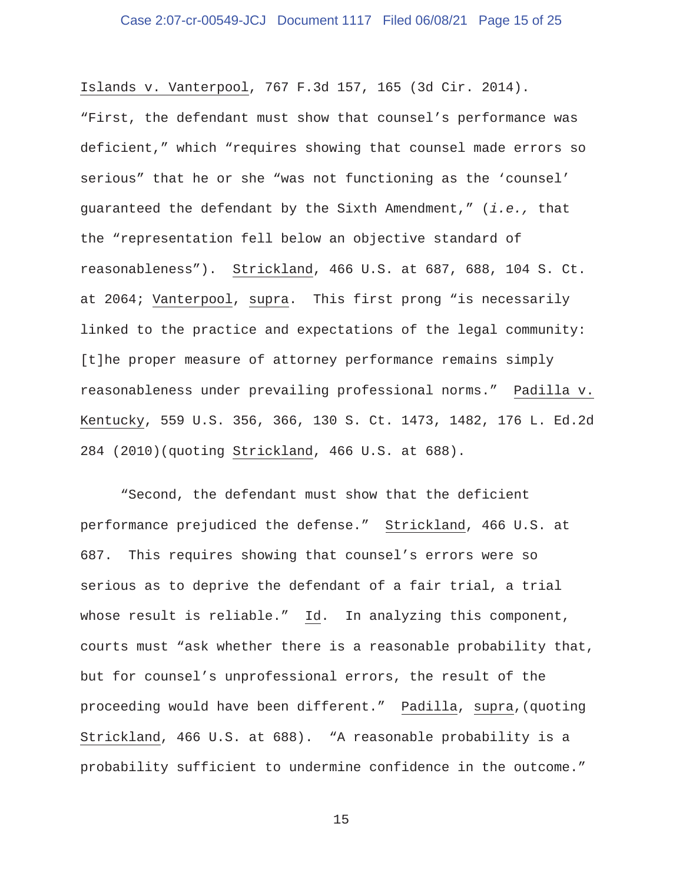Islands v. Vanterpool, 767 F.3d 157, 165 (3d Cir. 2014). "First, the defendant must show that counsel's performance was deficient," which "requires showing that counsel made errors so serious" that he or she "was not functioning as the 'counsel' guaranteed the defendant by the Sixth Amendment," (*i.e.,* that the "representation fell below an objective standard of reasonableness"). Strickland, 466 U.S. at 687, 688, 104 S. Ct. at 2064; Vanterpool, supra. This first prong "is necessarily linked to the practice and expectations of the legal community: [t]he proper measure of attorney performance remains simply reasonableness under prevailing professional norms." Padilla v. Kentucky, 559 U.S. 356, 366, 130 S. Ct. 1473, 1482, 176 L. Ed.2d 284 (2010)(quoting Strickland, 466 U.S. at 688).

"Second, the defendant must show that the deficient performance prejudiced the defense." Strickland, 466 U.S. at 687. This requires showing that counsel's errors were so serious as to deprive the defendant of a fair trial, a trial whose result is reliable." Id. In analyzing this component, courts must "ask whether there is a reasonable probability that, but for counsel's unprofessional errors, the result of the proceeding would have been different." Padilla, supra,(quoting Strickland, 466 U.S. at 688). "A reasonable probability is a probability sufficient to undermine confidence in the outcome."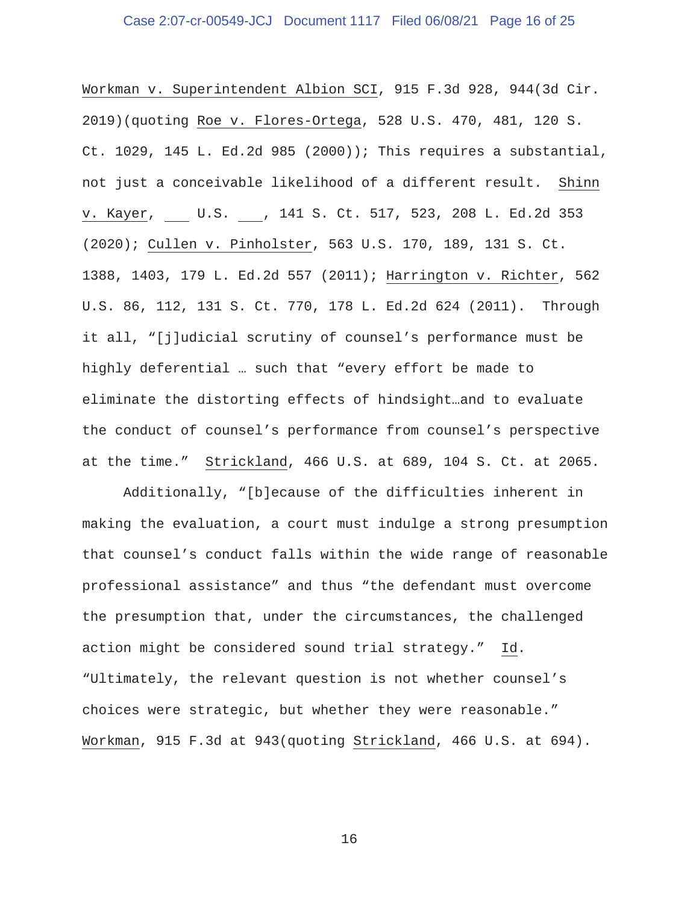Workman v. Superintendent Albion SCI, 915 F.3d 928, 944(3d Cir. 2019)(quoting Roe v. Flores-Ortega, 528 U.S. 470, 481, 120 S. Ct. 1029, 145 L. Ed.2d 985 (2000)); This requires a substantial, not just a conceivable likelihood of a different result. Shinn v. Kayer, ___ U.S. ___, 141 S. Ct. 517, 523, 208 L. Ed.2d 353 (2020); Cullen v. Pinholster, 563 U.S. 170, 189, 131 S. Ct. 1388, 1403, 179 L. Ed.2d 557 (2011); Harrington v. Richter, 562 U.S. 86, 112, 131 S. Ct. 770, 178 L. Ed.2d 624 (2011). Through it all, "[j]udicial scrutiny of counsel's performance must be highly deferential … such that "every effort be made to eliminate the distorting effects of hindsight…and to evaluate the conduct of counsel's performance from counsel's perspective at the time." Strickland, 466 U.S. at 689, 104 S. Ct. at 2065.

Additionally, "[b]ecause of the difficulties inherent in making the evaluation, a court must indulge a strong presumption that counsel's conduct falls within the wide range of reasonable professional assistance" and thus "the defendant must overcome the presumption that, under the circumstances, the challenged action might be considered sound trial strategy." Id. "Ultimately, the relevant question is not whether counsel's choices were strategic, but whether they were reasonable." Workman, 915 F.3d at 943(quoting Strickland, 466 U.S. at 694).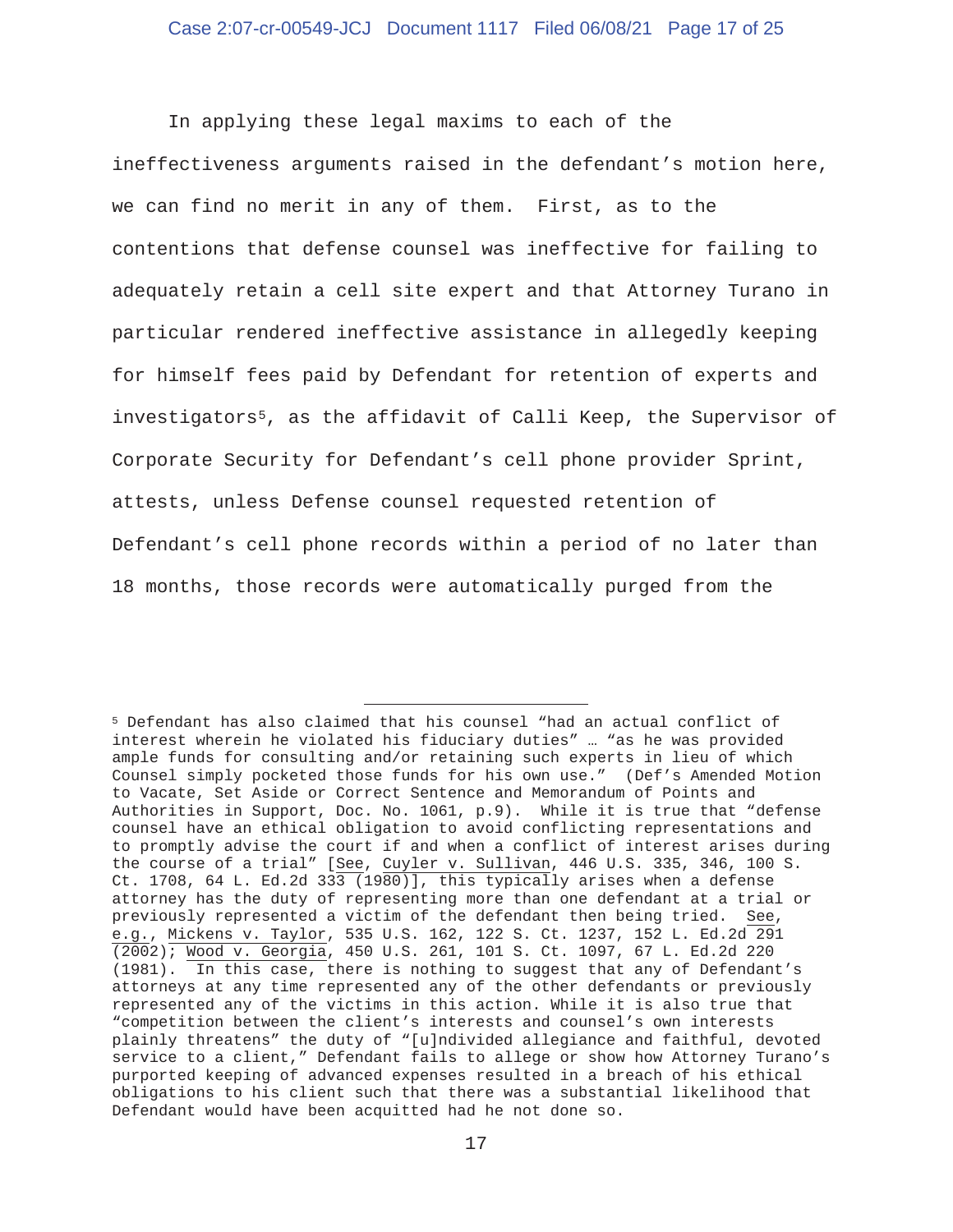In applying these legal maxims to each of the ineffectiveness arguments raised in the defendant's motion here, we can find no merit in any of them. First, as to the contentions that defense counsel was ineffective for failing to adequately retain a cell site expert and that Attorney Turano in particular rendered ineffective assistance in allegedly keeping for himself fees paid by Defendant for retention of experts and investigators[5], as the affidavit of Calli Keep, the Supervisor of Corporate Security for Defendant's cell phone provider Sprint, attests, unless Defense counsel requested retention of Defendant's cell phone records within a period of no later than 18 months, those records were automatically purged from the

---

[5] Defendant has also claimed that his counsel "had an actual conflict of interest wherein he violated his fiduciary duties" … "as he was provided ample funds for consulting and/or retaining such experts in lieu of which Counsel simply pocketed those funds for his own use." (Def's Amended Motion to Vacate, Set Aside or Correct Sentence and Memorandum of Points and Authorities in Support, Doc. No. 1061, p.9). While it is true that "defense counsel have an ethical obligation to avoid conflicting representations and to promptly advise the court if and when a conflict of interest arises during the course of a trial" [See, Cuyler v. Sullivan, 446 U.S. 335, 346, 100 S. Ct. 1708, 64 L. Ed.2d 333 (1980)], this typically arises when a defense attorney has the duty of representing more than one defendant at a trial or previously represented a victim of the defendant then being tried. See, e.g., Mickens v. Taylor, 535 U.S. 162, 122 S. Ct. 1237, 152 L. Ed.2d 291 (2002); Wood v. Georgia, 450 U.S. 261, 101 S. Ct. 1097, 67 L. Ed.2d 220 (1981). In this case, there is nothing to suggest that any of Defendant's attorneys at any time represented any of the other defendants or previously represented any of the victims in this action. While it is also true that "competition between the client's interests and counsel's own interests plainly threatens" the duty of "[u]ndivided allegiance and faithful, devoted service to a client," Defendant fails to allege or show how Attorney Turano's purported keeping of advanced expenses resulted in a breach of his ethical obligations to his client such that there was a substantial likelihood that Defendant would have been acquitted had he not done so.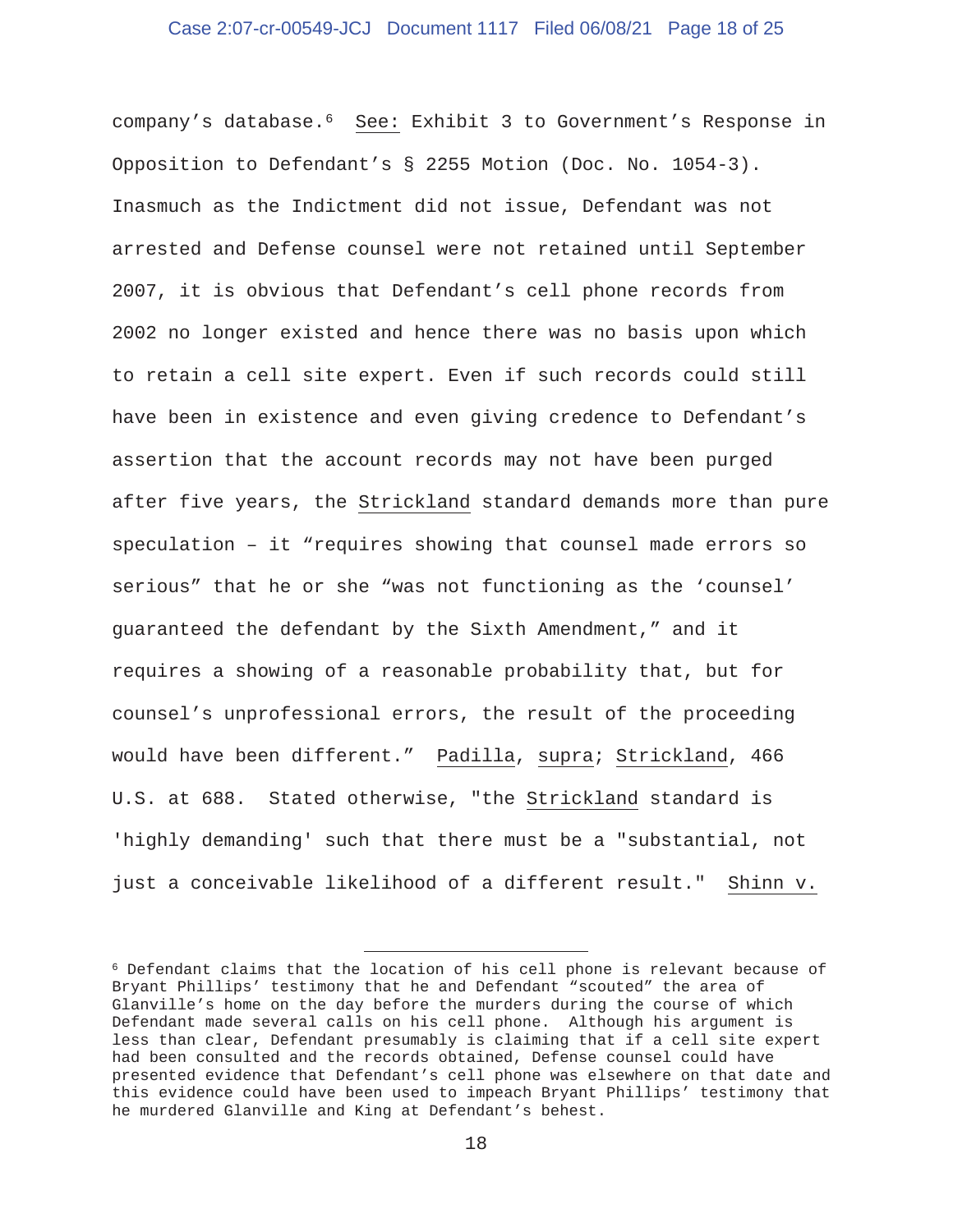company's database.[6] See: Exhibit 3 to Government's Response in Opposition to Defendant's § 2255 Motion (Doc. No. 1054-3). Inasmuch as the Indictment did not issue, Defendant was not arrested and Defense counsel were not retained until September 2007, it is obvious that Defendant's cell phone records from 2002 no longer existed and hence there was no basis upon which to retain a cell site expert. Even if such records could still have been in existence and even giving credence to Defendant's assertion that the account records may not have been purged after five years, the Strickland standard demands more than pure speculation – it "requires showing that counsel made errors so serious" that he or she "was not functioning as the 'counsel' guaranteed the defendant by the Sixth Amendment," and it requires a showing of a reasonable probability that, but for counsel's unprofessional errors, the result of the proceeding would have been different." Padilla, supra; Strickland, 466 U.S. at 688. Stated otherwise, "the Strickland standard is 'highly demanding' such that there must be a "substantial, not just a conceivable likelihood of a different result." Shinn v.

---

[6] Defendant claims that the location of his cell phone is relevant because of Bryant Phillips' testimony that he and Defendant "scouted" the area of Glanville's home on the day before the murders during the course of which Defendant made several calls on his cell phone. Although his argument is less than clear, Defendant presumably is claiming that if a cell site expert had been consulted and the records obtained, Defense counsel could have presented evidence that Defendant's cell phone was elsewhere on that date and this evidence could have been used to impeach Bryant Phillips' testimony that he murdered Glanville and King at Defendant's behest.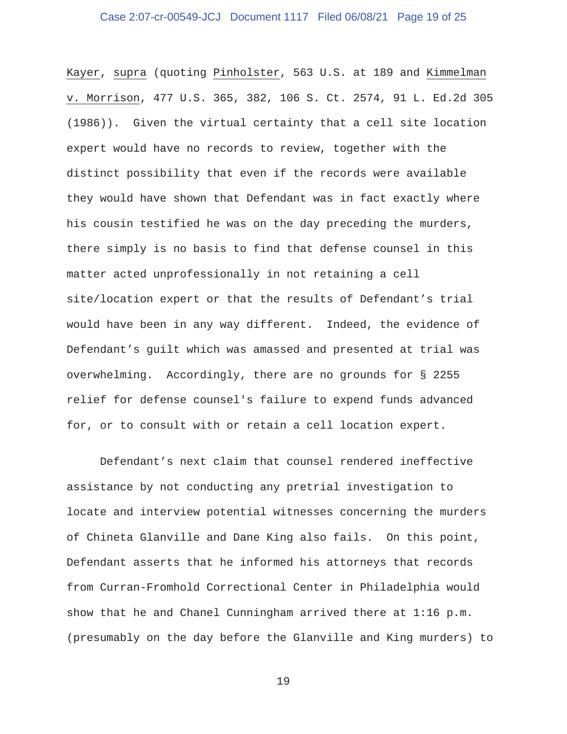Kayer, supra (quoting Pinholster, 563 U.S. at 189 and Kimmelman v. Morrison, 477 U.S. 365, 382, 106 S. Ct. 2574, 91 L. Ed.2d 305 (1986)). Given the virtual certainty that a cell site location expert would have no records to review, together with the distinct possibility that even if the records were available they would have shown that Defendant was in fact exactly where his cousin testified he was on the day preceding the murders, there simply is no basis to find that defense counsel in this matter acted unprofessionally in not retaining a cell site/location expert or that the results of Defendant's trial would have been in any way different. Indeed, the evidence of Defendant's guilt which was amassed and presented at trial was overwhelming. Accordingly, there are no grounds for § 2255 relief for defense counsel's failure to expend funds advanced for, or to consult with or retain a cell location expert.

Defendant's next claim that counsel rendered ineffective assistance by not conducting any pretrial investigation to locate and interview potential witnesses concerning the murders of Chineta Glanville and Dane King also fails. On this point, Defendant asserts that he informed his attorneys that records from Curran-Fromhold Correctional Center in Philadelphia would show that he and Chanel Cunningham arrived there at 1:16 p.m. (presumably on the day before the Glanville and King murders) to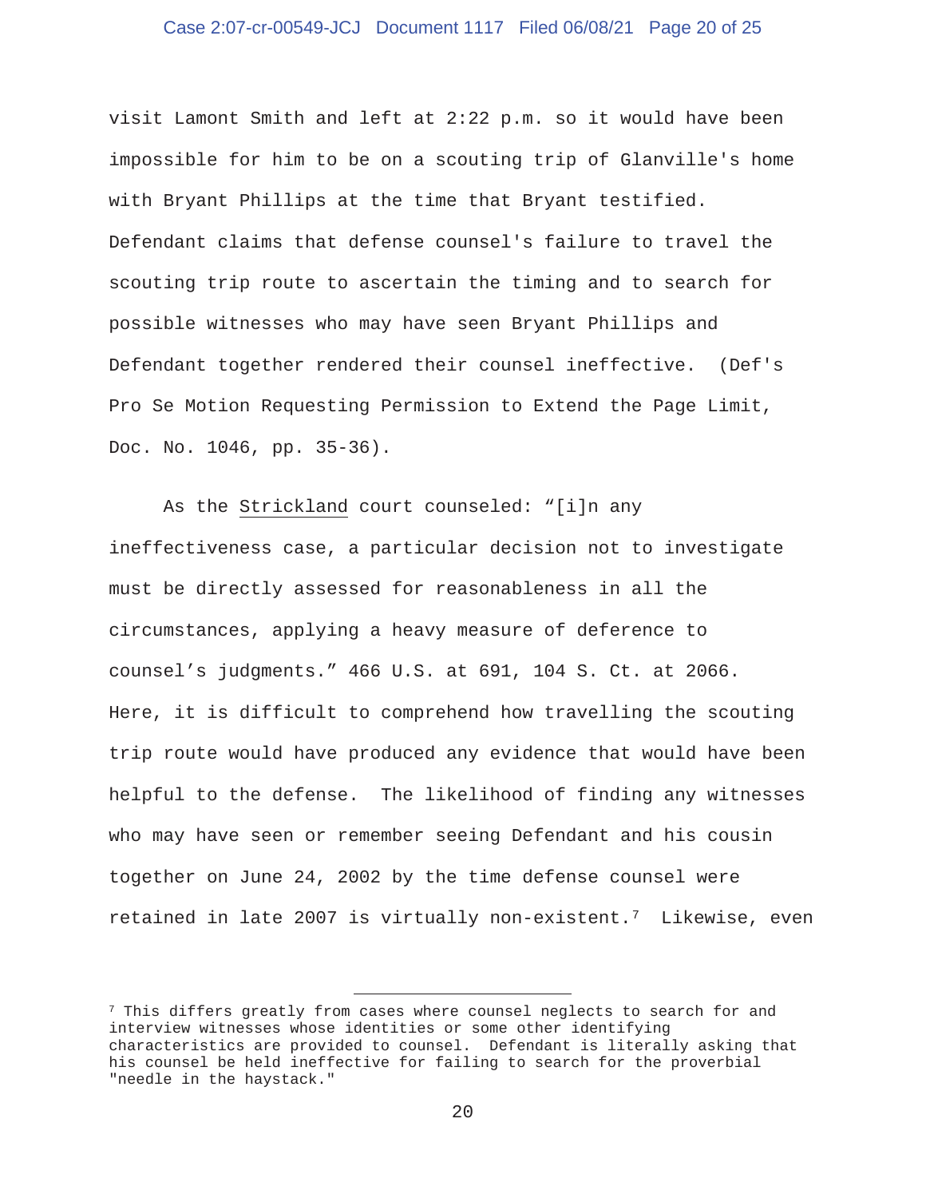visit Lamont Smith and left at 2:22 p.m. so it would have been impossible for him to be on a scouting trip of Glanville's home with Bryant Phillips at the time that Bryant testified. Defendant claims that defense counsel's failure to travel the scouting trip route to ascertain the timing and to search for possible witnesses who may have seen Bryant Phillips and Defendant together rendered their counsel ineffective. (Def's Pro Se Motion Requesting Permission to Extend the Page Limit, Doc. No. 1046, pp. 35-36).

As the Strickland court counseled: "[i]n any ineffectiveness case, a particular decision not to investigate must be directly assessed for reasonableness in all the circumstances, applying a heavy measure of deference to counsel's judgments." 466 U.S. at 691, 104 S. Ct. at 2066. Here, it is difficult to comprehend how travelling the scouting trip route would have produced any evidence that would have been helpful to the defense. The likelihood of finding any witnesses who may have seen or remember seeing Defendant and his cousin together on June 24, 2002 by the time defense counsel were retained in late 2007 is virtually non-existent.[7] Likewise, even

[7] This differs greatly from cases where counsel neglects to search for and interview witnesses whose identities or some other identifying characteristics are provided to counsel. Defendant is literally asking that his counsel be held ineffective for failing to search for the proverbial "needle in the haystack."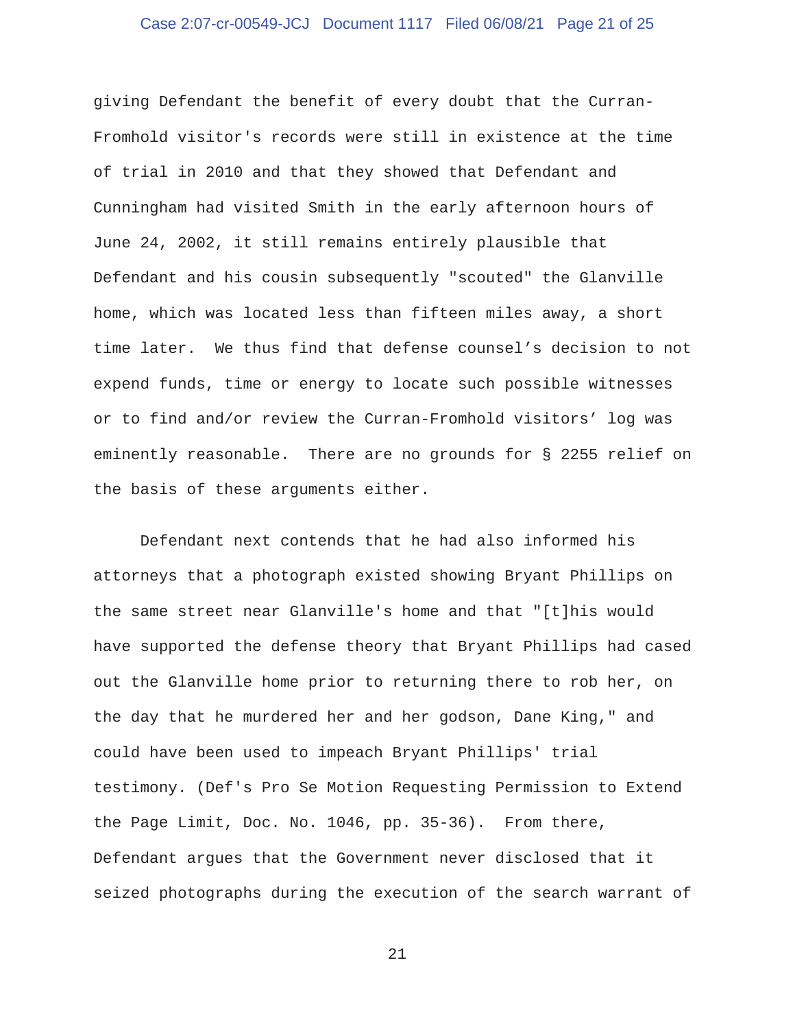giving Defendant the benefit of every doubt that the Curran-Fromhold visitor's records were still in existence at the time of trial in 2010 and that they showed that Defendant and Cunningham had visited Smith in the early afternoon hours of June 24, 2002, it still remains entirely plausible that Defendant and his cousin subsequently "scouted" the Glanville home, which was located less than fifteen miles away, a short time later. We thus find that defense counsel's decision to not expend funds, time or energy to locate such possible witnesses or to find and/or review the Curran-Fromhold visitors' log was eminently reasonable. There are no grounds for § 2255 relief on the basis of these arguments either.

Defendant next contends that he had also informed his attorneys that a photograph existed showing Bryant Phillips on the same street near Glanville's home and that "[t]his would have supported the defense theory that Bryant Phillips had cased out the Glanville home prior to returning there to rob her, on the day that he murdered her and her godson, Dane King," and could have been used to impeach Bryant Phillips' trial testimony. (Def's Pro Se Motion Requesting Permission to Extend the Page Limit, Doc. No. 1046, pp. 35-36). From there, Defendant argues that the Government never disclosed that it seized photographs during the execution of the search warrant of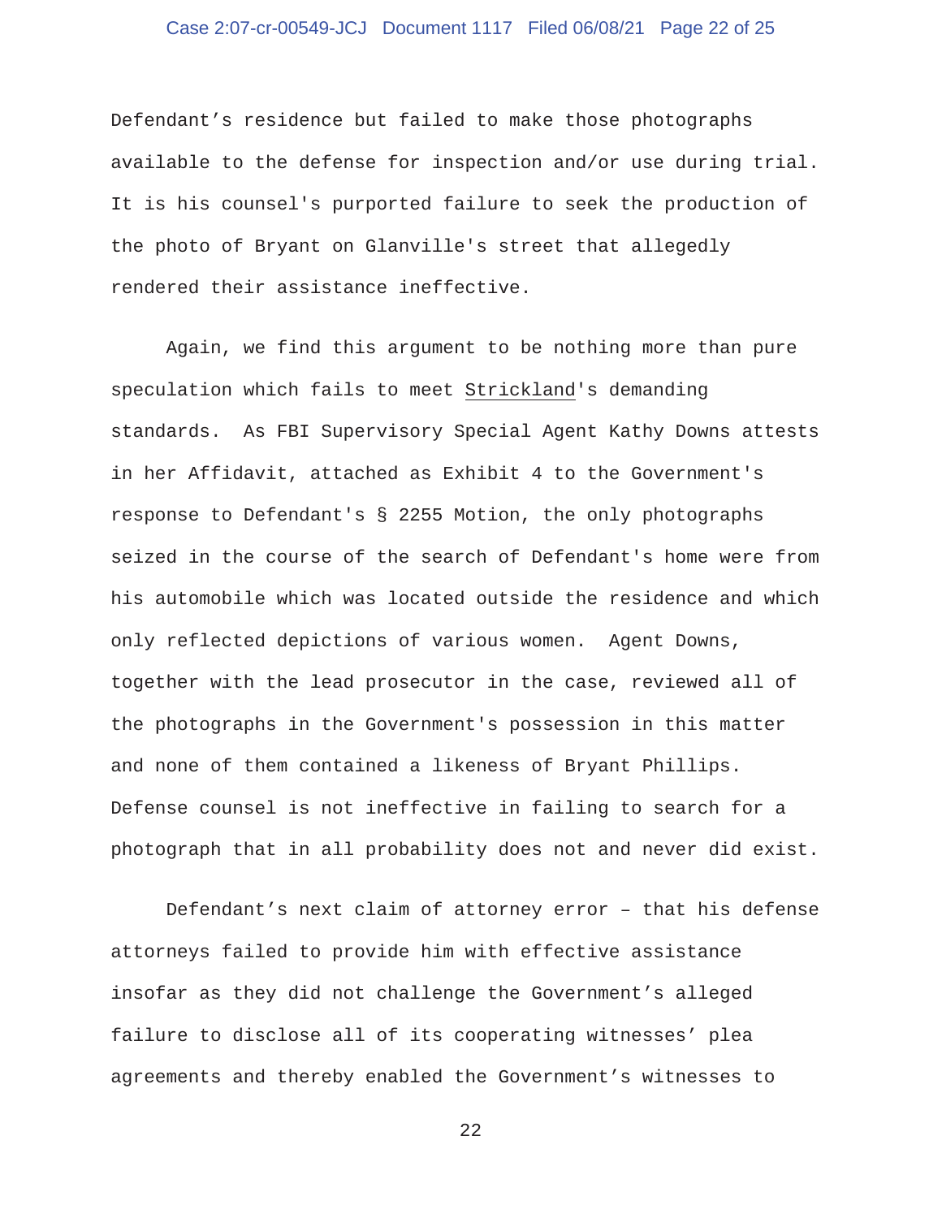Defendant’s residence but failed to make those photographs available to the defense for inspection and/or use during trial. It is his counsel's purported failure to seek the production of the photo of Bryant on Glanville's street that allegedly rendered their assistance ineffective.

Again, we find this argument to be nothing more than pure speculation which fails to meet Strickland's demanding standards. As FBI Supervisory Special Agent Kathy Downs attests in her Affidavit, attached as Exhibit 4 to the Government's response to Defendant's § 2255 Motion, the only photographs seized in the course of the search of Defendant's home were from his automobile which was located outside the residence and which only reflected depictions of various women. Agent Downs, together with the lead prosecutor in the case, reviewed all of the photographs in the Government's possession in this matter and none of them contained a likeness of Bryant Phillips. Defense counsel is not ineffective in failing to search for a photograph that in all probability does not and never did exist.

Defendant’s next claim of attorney error – that his defense attorneys failed to provide him with effective assistance insofar as they did not challenge the Government’s alleged failure to disclose all of its cooperating witnesses’ plea agreements and thereby enabled the Government’s witnesses to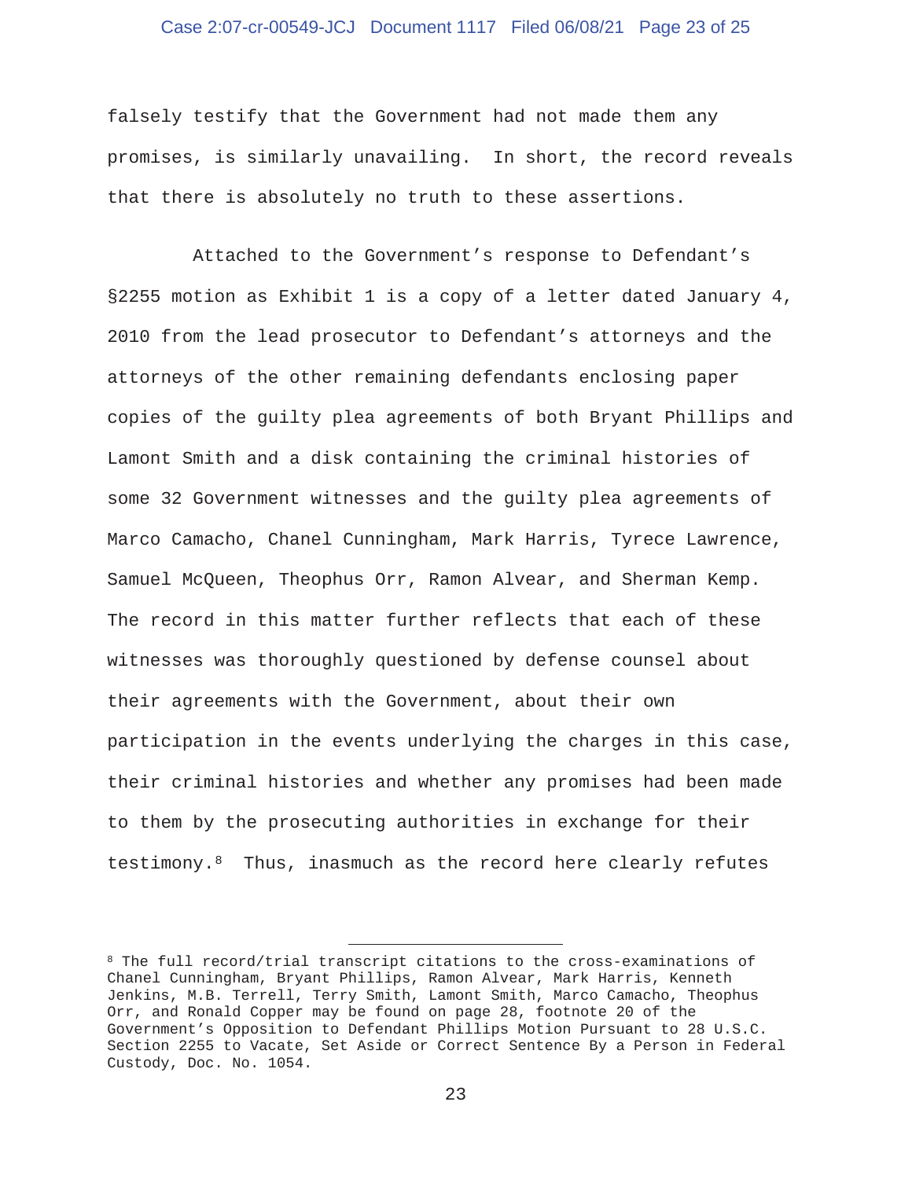falsely testify that the Government had not made them any promises, is similarly unavailing. In short, the record reveals that there is absolutely no truth to these assertions.

Attached to the Government's response to Defendant's §2255 motion as Exhibit 1 is a copy of a letter dated January 4, 2010 from the lead prosecutor to Defendant's attorneys and the attorneys of the other remaining defendants enclosing paper copies of the guilty plea agreements of both Bryant Phillips and Lamont Smith and a disk containing the criminal histories of some 32 Government witnesses and the guilty plea agreements of Marco Camacho, Chanel Cunningham, Mark Harris, Tyrece Lawrence, Samuel McQueen, Theophus Orr, Ramon Alvear, and Sherman Kemp. The record in this matter further reflects that each of these witnesses was thoroughly questioned by defense counsel about their agreements with the Government, about their own participation in the events underlying the charges in this case, their criminal histories and whether any promises had been made to them by the prosecuting authorities in exchange for their testimony.[8] Thus, inasmuch as the record here clearly refutes

---

[8] The full record/trial transcript citations to the cross-examinations of Chanel Cunningham, Bryant Phillips, Ramon Alvear, Mark Harris, Kenneth Jenkins, M.B. Terrell, Terry Smith, Lamont Smith, Marco Camacho, Theophus Orr, and Ronald Copper may be found on page 28, footnote 20 of the Government's Opposition to Defendant Phillips Motion Pursuant to 28 U.S.C. Section 2255 to Vacate, Set Aside or Correct Sentence By a Person in Federal Custody, Doc. No. 1054.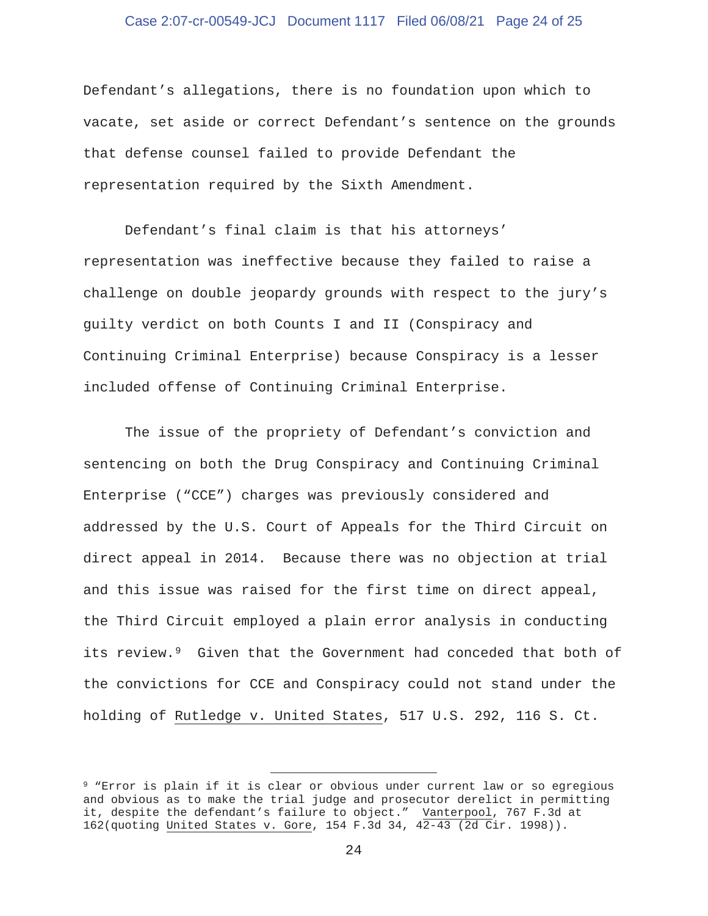Defendant's allegations, there is no foundation upon which to vacate, set aside or correct Defendant's sentence on the grounds that defense counsel failed to provide Defendant the representation required by the Sixth Amendment.

Defendant's final claim is that his attorneys' representation was ineffective because they failed to raise a challenge on double jeopardy grounds with respect to the jury's guilty verdict on both Counts I and II (Conspiracy and Continuing Criminal Enterprise) because Conspiracy is a lesser included offense of Continuing Criminal Enterprise.

The issue of the propriety of Defendant's conviction and sentencing on both the Drug Conspiracy and Continuing Criminal Enterprise ("CCE") charges was previously considered and addressed by the U.S. Court of Appeals for the Third Circuit on direct appeal in 2014. Because there was no objection at trial and this issue was raised for the first time on direct appeal, the Third Circuit employed a plain error analysis in conducting its review.[9] Given that the Government had conceded that both of the convictions for CCE and Conspiracy could not stand under the holding of Rutledge v. United States, 517 U.S. 292, 116 S. Ct.

---

[9] "Error is plain if it is clear or obvious under current law or so egregious and obvious as to make the trial judge and prosecutor derelict in permitting it, despite the defendant's failure to object." Vanterpool, 767 F.3d at 162(quoting United States v. Gore, 154 F.3d 34, 42-43 (2d Cir. 1998)).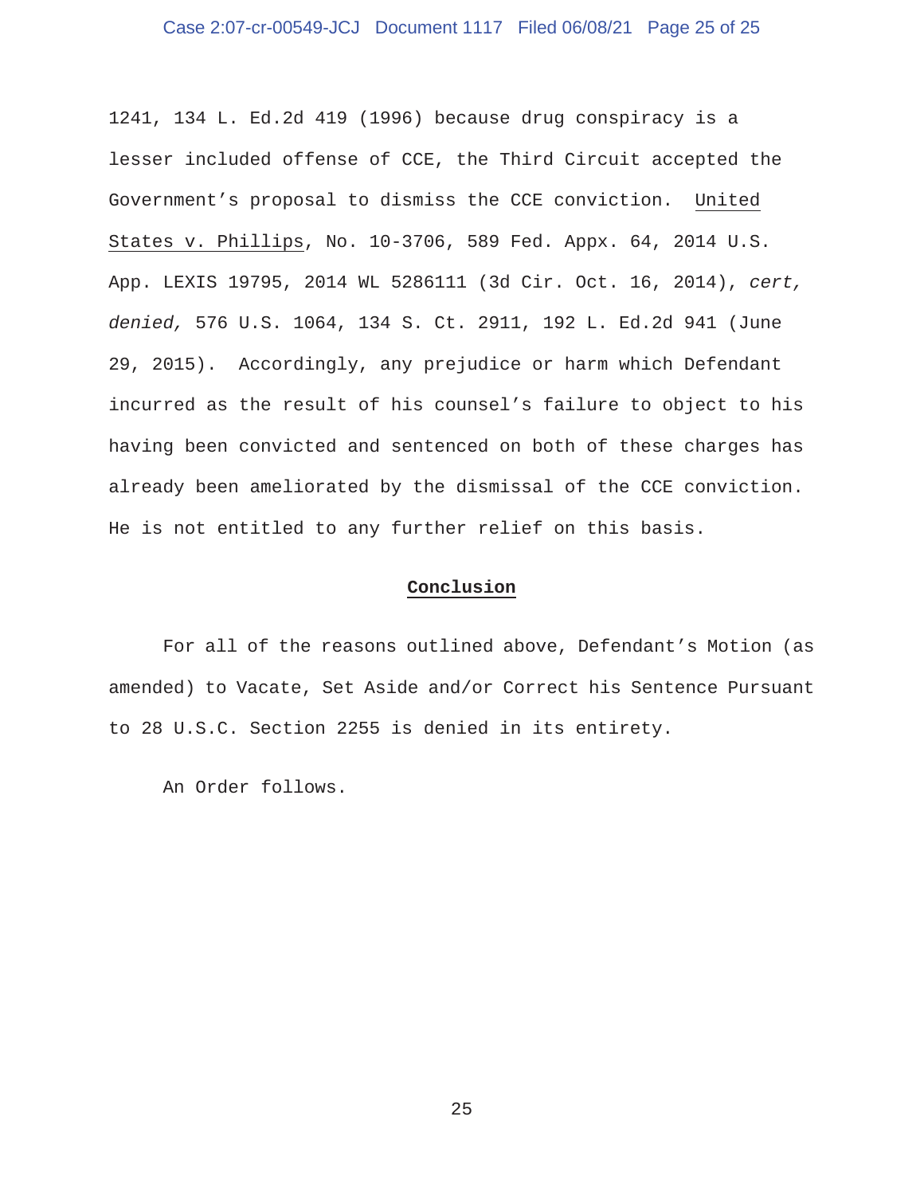1241, 134 L. Ed.2d 419 (1996) because drug conspiracy is a lesser included offense of CCE, the Third Circuit accepted the Government's proposal to dismiss the CCE conviction. United States v. Phillips, No. 10-3706, 589 Fed. Appx. 64, 2014 U.S. App. LEXIS 19795, 2014 WL 5286111 (3d Cir. Oct. 16, 2014), *cert, denied,* 576 U.S. 1064, 134 S. Ct. 2911, 192 L. Ed.2d 941 (June 29, 2015). Accordingly, any prejudice or harm which Defendant incurred as the result of his counsel's failure to object to his having been convicted and sentenced on both of these charges has already been ameliorated by the dismissal of the CCE conviction. He is not entitled to any further relief on this basis.

**Conclusion**

For all of the reasons outlined above, Defendant's Motion (as amended) to Vacate, Set Aside and/or Correct his Sentence Pursuant to 28 U.S.C. Section 2255 is denied in its entirety.

An Order follows.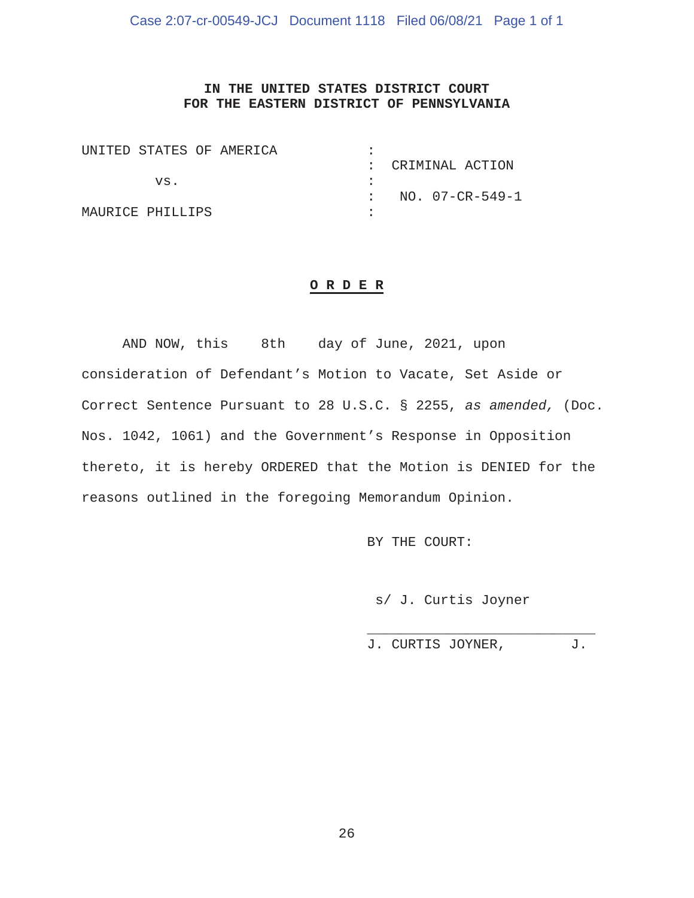**IN THE UNITED STATES DISTRICT COURT**
**FOR THE EASTERN DISTRICT OF PENNSYLVANIA**

| | | |
|---|---|---|
| UNITED STATES OF AMERICA | : | |
| | : | CRIMINAL ACTION |
| vs. | : | |
| | : | NO. 07-CR-549-1 |
| MAURICE PHILLIPS | : | |

**O R D E R**

AND NOW, this 8th day of June, 2021, upon consideration of Defendant's Motion to Vacate, Set Aside or Correct Sentence Pursuant to 28 U.S.C. § 2255, *as amended,* (Doc. Nos. 1042, 1061) and the Government's Response in Opposition thereto, it is hereby ORDERED that the Motion is DENIED for the reasons outlined in the foregoing Memorandum Opinion.

BY THE COURT:

s/ J. Curtis Joyner

J. CURTIS JOYNER, J.